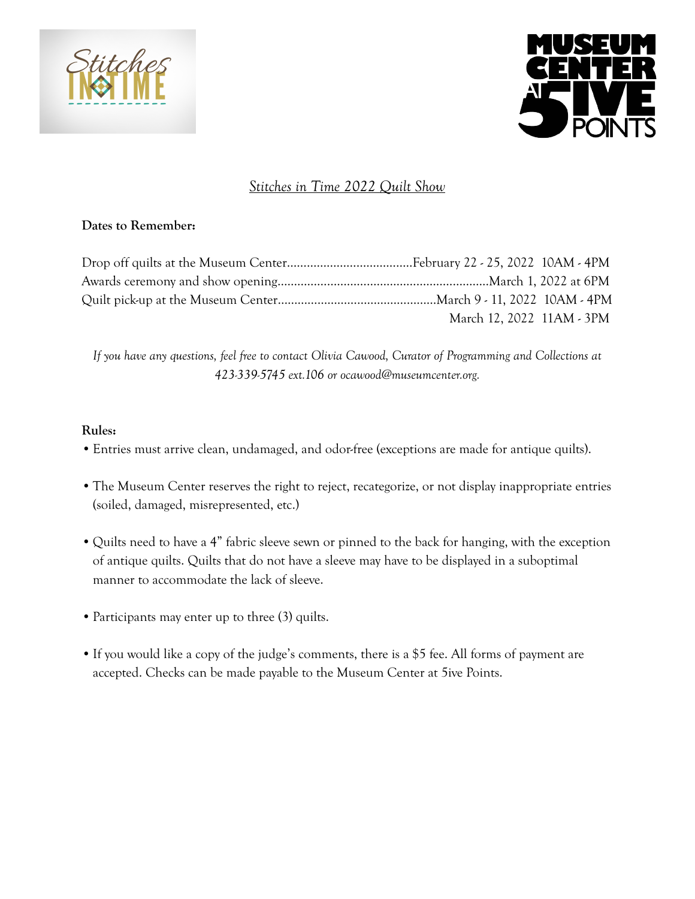## *Stitches in Time 2022 Quilt Show*

**Dates to Remember:**

Drop off quilts at the Museum Center......................................February 22 - 25, 2022 10AM - 4PM
Awards ceremony and show opening................................................................March 1, 2022 at 6PM
Quilt pick-up at the Museum Center................................................March 9 - 11, 2022 10AM - 4PM
March 12, 2022 11AM - 3PM

*If you have any questions, feel free to contact Olivia Cawood, Curator of Programming and Collections at 423-339-5745 ext.106 or ocawood@museumcenter.org.*

**Rules:**

- Entries must arrive clean, undamaged, and odor-free (exceptions are made for antique quilts).
- The Museum Center reserves the right to reject, recategorize, or not display inappropriate entries (soiled, damaged, misrepresented, etc.)
- Quilts need to have a 4" fabric sleeve sewn or pinned to the back for hanging, with the exception of antique quilts. Quilts that do not have a sleeve may have to be displayed in a suboptimal manner to accommodate the lack of sleeve.
- Participants may enter up to three (3) quilts.
- If you would like a copy of the judge's comments, there is a $5 fee. All forms of payment are accepted. Checks can be made payable to the Museum Center at 5ive Points.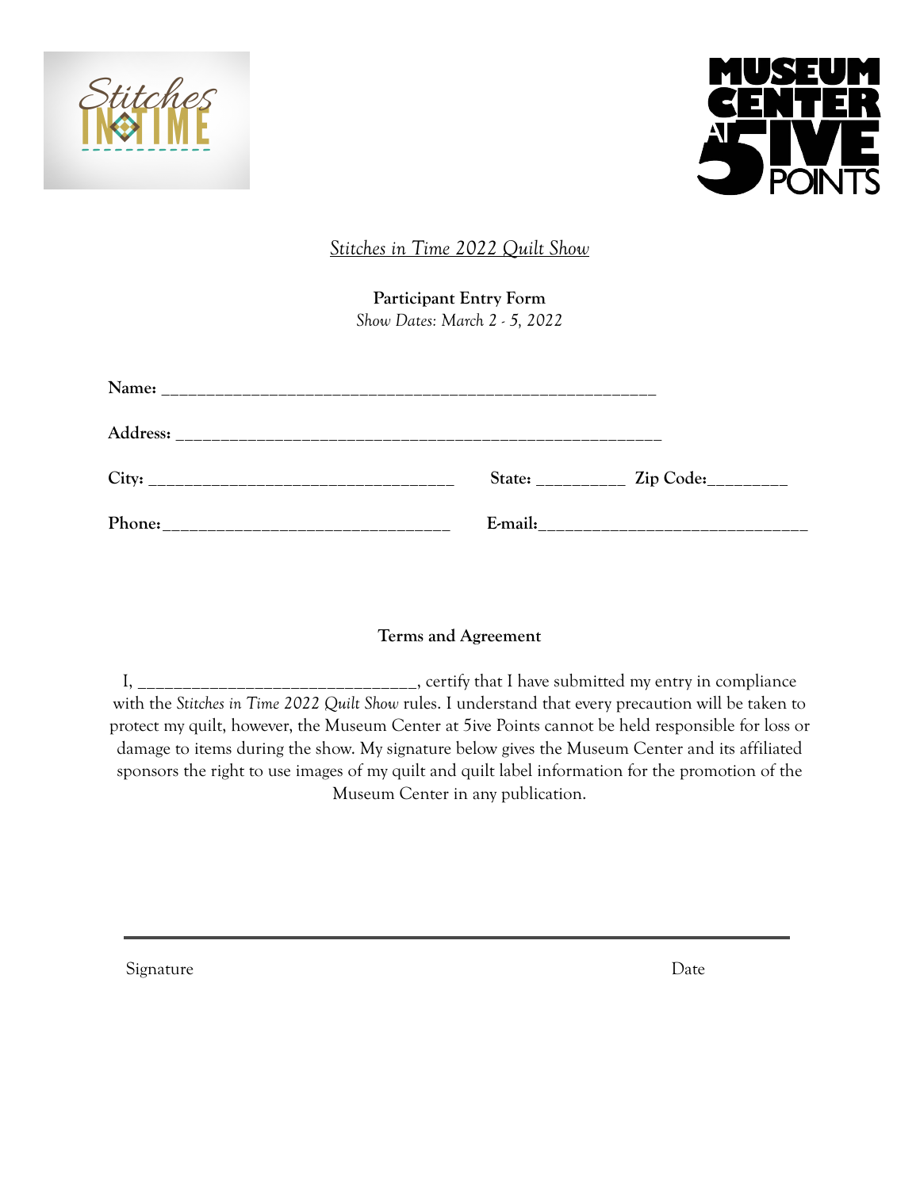*Stitches in Time 2022 Quilt Show*

**Participant Entry Form**

*Show Dates: March 2 - 5, 2022*

**Name:** ___________________________________________________________

**Address:** ___________________________________________________________

**City:** ___________________________________ **State:** __________ **Zip Code:**_________

**Phone:**_________________________________ **E-mail:**______________________________

**Terms and Agreement**

I, _______________________________, certify that I have submitted my entry in compliance with the *Stitches in Time 2022 Quilt Show* rules. I understand that every precaution will be taken to protect my quilt, however, the Museum Center at 5ive Points cannot be held responsible for loss or damage to items during the show. My signature below gives the Museum Center and its affiliated sponsors the right to use images of my quilt and quilt label information for the promotion of the Museum Center in any publication.

_______________________________________________________________

Signature Date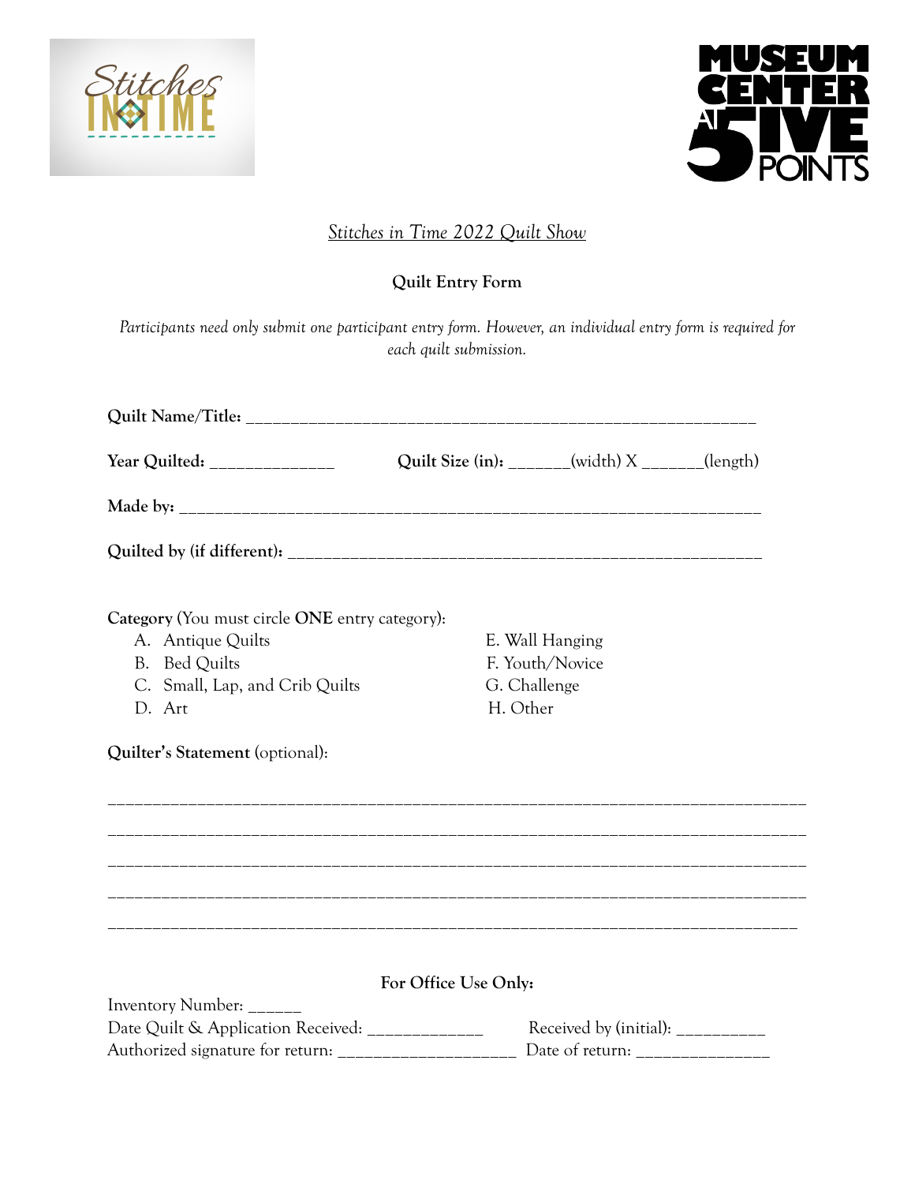*Stitches in Time 2022 Quilt Show*

**Quilt Entry Form**

*Participants need only submit one participant entry form. However, an individual entry form is required for each quilt submission.*

**Quilt Name/Title:** ___________________________________________________________

**Year Quilted:** ______________ **Quilt Size (in):** _______(width) X _______(length)

**Made by:** ___________________________________________________________________

**Quilted by (if different):** _____________________________________________________

**Category** (You must circle **ONE** entry category):

A. Antique Quilts
B. Bed Quilts
C. Small, Lap, and Crib Quilts
D. Art
E. Wall Hanging
F. Youth/Novice
G. Challenge
H. Other

**Quilter's Statement** (optional):

_______________________________________________________________________________

_______________________________________________________________________________

_______________________________________________________________________________

_______________________________________________________________________________

_______________________________________________________________________________

**For Office Use Only:**

Inventory Number: ______
Date Quilt & Application Received: _____________ Received by (initial): __________
Authorized signature for return: ____________________ Date of return: _______________